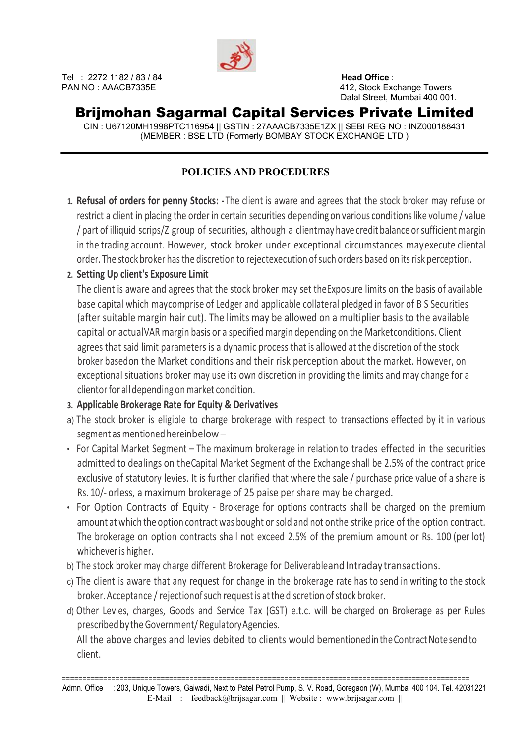Tel : 2272 1182 / 83 / 84
PAN NO : AACB7335E

**Head Office** :
412, Stock Exchange Towers
Dalal Street, Mumbai 400 001.

# Brijmohan Sagarmal Capital Services Private Limited

CIN : U67120MH1998PTC116954 || GSTIN : 27AAACB7335E1ZX || SEBI REG NO : INZ000188431
(MEMBER : BSE LTD (Formerly BOMBAY STOCK EXCHANGE LTD )

## POLICIES AND PROCEDURES

1. **Refusal of orders for penny Stocks: -** The client is aware and agrees that the stock broker may refuse or restrict a client in placing the order in certain securities depending on various conditions like volume / value / part of illiquid scrips/Z group of securities, although a client may have credit balance or sufficient margin in the trading account. However, stock broker under exceptional circumstances may execute cliental order. The stock broker has the discretion to reject execution of such orders based on its risk perception.
2. **Setting Up client's Exposure Limit**
   The client is aware and agrees that the stock broker may set the Exposure limits on the basis of available base capital which may comprise of Ledger and applicable collateral pledged in favor of B S Securities (after suitable margin hair cut). The limits may be allowed on a multiplier basis to the available capital or actual VAR margin basis or a specified margin depending on the Market conditions. Client agrees that said limit parameters is a dynamic process that is allowed at the discretion of the stock broker based on the Market conditions and their risk perception about the market. However, on exceptional situations broker may use its own discretion in providing the limits and may change for a client or for all depending on market condition.
3. **Applicable Brokerage Rate for Equity & Derivatives**

a) The stock broker is eligible to charge brokerage with respect to transactions effected by it in various segment as mentioned herein below –

- For Capital Market Segment – The maximum brokerage in relation to trades effected in the securities admitted to dealings on the Capital Market Segment of the Exchange shall be 2.5% of the contract price exclusive of statutory levies. It is further clarified that where the sale / purchase price value of a share is Rs. 10/- or less, a maximum brokerage of 25 paise per share may be charged.
- For Option Contracts of Equity - Brokerage for options contracts shall be charged on the premium amount at which the option contract was bought or sold and not on the strike price of the option contract. The brokerage on option contracts shall not exceed 2.5% of the premium amount or Rs. 100 (per lot) whichever is higher.

b) The stock broker may charge different Brokerage for Deliverable and Intraday transactions.

c) The client is aware that any request for change in the brokerage rate has to send in writing to the stock broker. Acceptance / rejection of such request is at the discretion of stock broker.

d) Other Levies, charges, Goods and Service Tax (GST) e.t.c. will be charged on Brokerage as per Rules prescribed by the Government/ Regulatory Agencies.
All the above charges and levies debited to clients would be mentioned in the Contract Note send to client.

Admn. Office : 203, Unique Towers, Gaiwadi, Next to Patel Petrol Pump, S. V. Road, Goregaon (W), Mumbai 400 104. Tel. 42031221
E-Mail : feedback@brijsagar.com || Website : www.brijsagar.com ||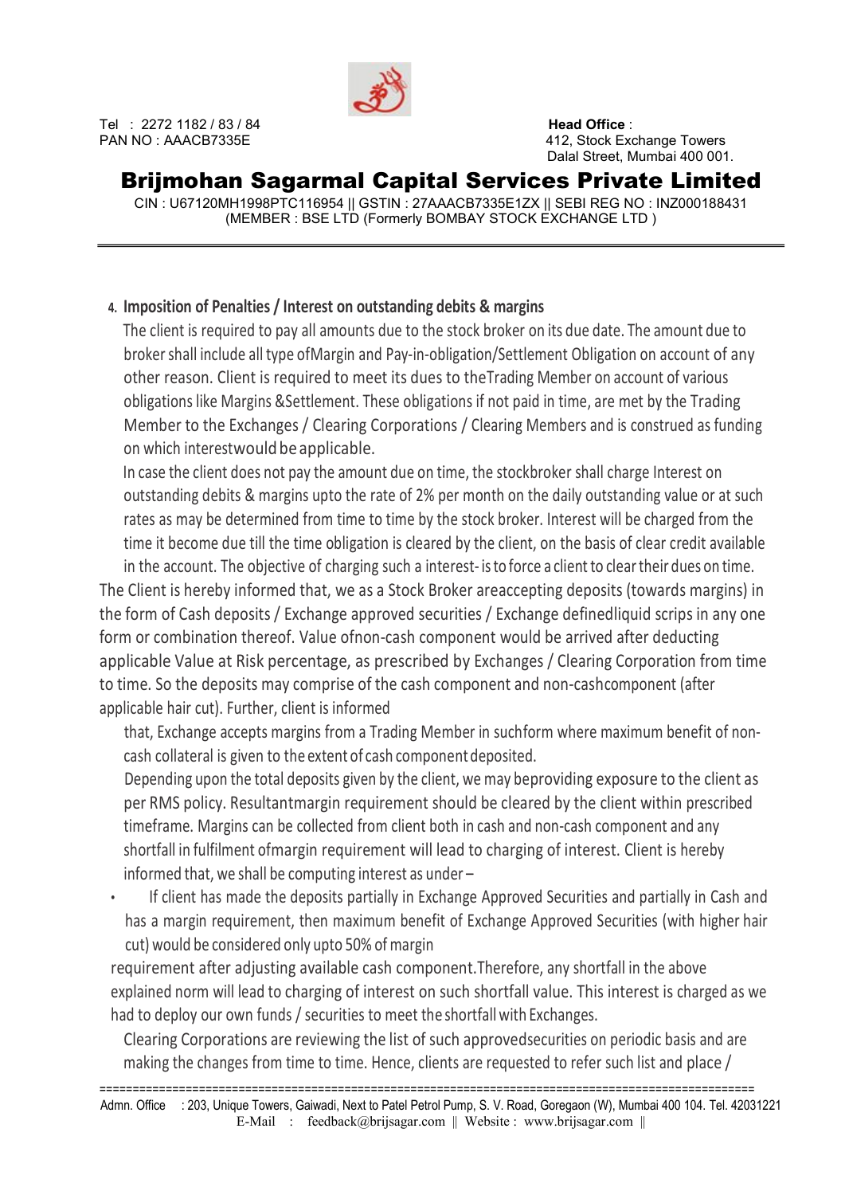4. **Imposition of Penalties / Interest on outstanding debits & margins**

The client is required to pay all amounts due to the stock broker on its due date. The amount due to broker shall include all type ofMargin and Pay-in-obligation/Settlement Obligation on account of any other reason. Client is required to meet its dues to theTrading Member on account of various obligations like Margins &Settlement. These obligations if not paid in time, are met by the Trading Member to the Exchanges / Clearing Corporations / Clearing Members and is construed as funding on which interestwould be applicable.

In case the client does not pay the amount due on time, the stockbroker shall charge Interest on outstanding debits & margins upto the rate of 2% per month on the daily outstanding value or at such rates as may be determined from time to time by the stock broker. Interest will be charged from the time it become due till the time obligation is cleared by the client, on the basis of clear credit available in the account. The objective of charging such a interest- is to force a client to clear their dues on time.

The Client is hereby informed that, we as a Stock Broker areaccepting deposits (towards margins) in the form of Cash deposits / Exchange approved securities / Exchange definedliquid scrips in any one form or combination thereof. Value ofnon-cash component would be arrived after deducting applicable Value at Risk percentage, as prescribed by Exchanges / Clearing Corporation from time to time. So the deposits may comprise of the cash component and non-cashcomponent (after applicable hair cut). Further, client is informed that, Exchange accepts margins from a Trading Member in suchform where maximum benefit of non-cash collateral is given to the extent of cash component deposited.

Depending upon the total deposits given by the client, we may beproviding exposure to the client as per RMS policy. Resultantmargin requirement should be cleared by the client within prescribed timeframe. Margins can be collected from client both in cash and non-cash component and any shortfall in fulfilment ofmargin requirement will lead to charging of interest. Client is hereby informed that, we shall be computing interest as under –

- If client has made the deposits partially in Exchange Approved Securities and partially in Cash and has a margin requirement, then maximum benefit of Exchange Approved Securities (with higher hair cut) would be considered only upto 50% of margin requirement after adjusting available cash component.Therefore, any shortfall in the above explained norm will lead to charging of interest on such shortfall value. This interest is charged as we had to deploy our own funds / securities to meet the shortfall with Exchanges.

Clearing Corporations are reviewing the list of such approvedsecurities on periodic basis and are making the changes from time to time. Hence, clients are requested to refer such list and place /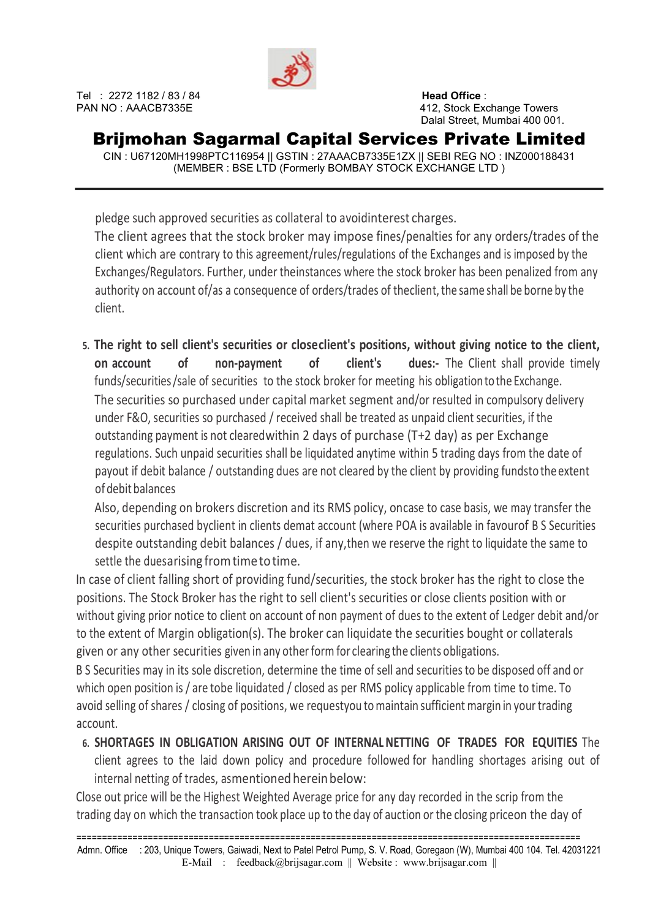pledge such approved securities as collateral to avoidinterest charges.

The client agrees that the stock broker may impose fines/penalties for any orders/trades of the client which are contrary to this agreement/rules/regulations of the Exchanges and is imposed by the Exchanges/Regulators. Further, under theinstances where the stock broker has been penalized from any authority on account of/as a consequence of orders/trades of theclient, the same shall be borne by the client.

5. **The right to sell client's securities or closeclient's positions, without giving notice to the client, on account of non-payment of client's dues:-** The Client shall provide timely funds/securities /sale of securities to the stock broker for meeting his obligation to the Exchange.

   The securities so purchased under capital market segment and/or resulted in compulsory delivery under F&O, securities so purchased / received shall be treated as unpaid client securities, if the outstanding payment is not clearedwithin 2 days of purchase (T+2 day) as per Exchange regulations. Such unpaid securities shall be liquidated anytime within 5 trading days from the date of payout if debit balance / outstanding dues are not cleared by the client by providing fundsto the extent of debit balances

   Also, depending on brokers discretion and its RMS policy, oncase to case basis, we may transfer the securities purchased byclient in clients demat account (where POA is available in favourof B S Securities despite outstanding debit balances / dues, if any,then we reserve the right to liquidate the same to settle the duesarising from time to time.

In case of client falling short of providing fund/securities, the stock broker has the right to close the positions. The Stock Broker has the right to sell client's securities or close clients position with or without giving prior notice to client on account of non payment of dues to the extent of Ledger debit and/or to the extent of Margin obligation(s). The broker can liquidate the securities bought or collaterals given or any other securities given in any other form for clearing the clients obligations.

B S Securities may in its sole discretion, determine the time of sell and securities to be disposed off and or which open position is / are tobe liquidated / closed as per RMS policy applicable from time to time. To avoid selling of shares / closing of positions, we requestyou to maintain sufficient margin in your trading account.

6. **SHORTAGES IN OBLIGATION ARISING OUT OF INTERNAL NETTING OF TRADES FOR EQUITIES** The client agrees to the laid down policy and procedure followed for handling shortages arising out of internal netting of trades, asmentioned herein below:

Close out price will be the Highest Weighted Average price for any day recorded in the scrip from the trading day on which the transaction took place up to the day of auction or the closing priceon the day of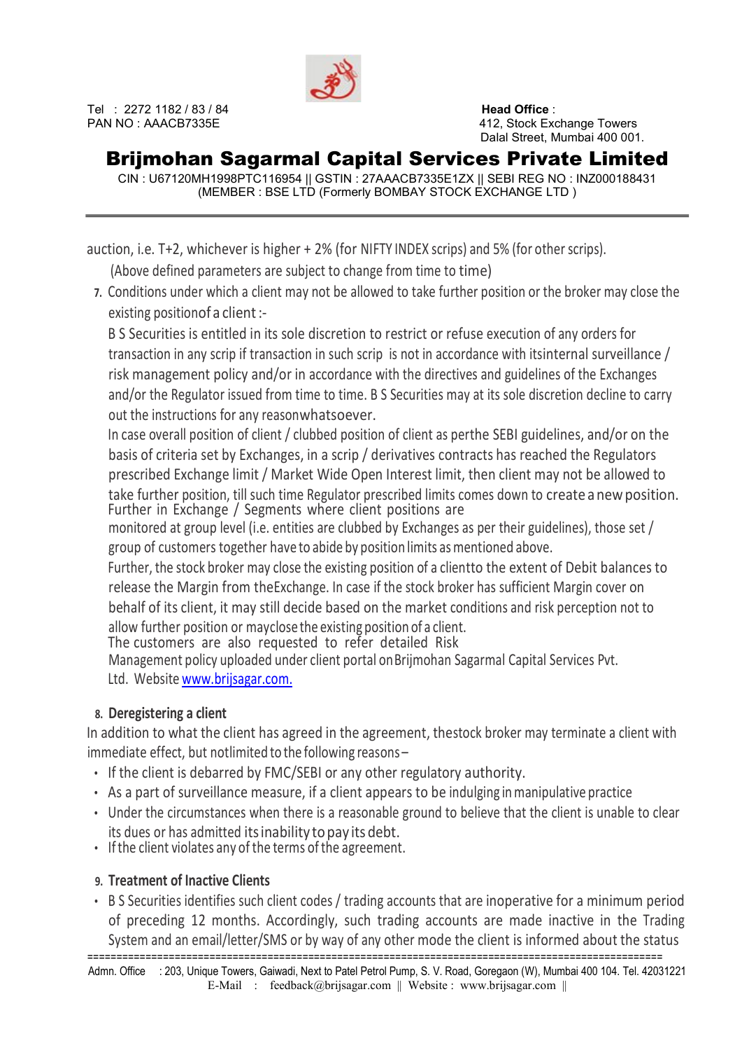auction, i.e. T+2, whichever is higher + 2% (for NIFTY INDEX scrips) and 5% (for other scrips).
(Above defined parameters are subject to change from time to time)

7. Conditions under which a client may not be allowed to take further position or the broker may close the existing positionof a client :-

   B S Securities is entitled in its sole discretion to restrict or refuse execution of any orders for transaction in any scrip if transaction in such scrip is not in accordance with itsinternal surveillance / risk management policy and/or in accordance with the directives and guidelines of the Exchanges and/or the Regulator issued from time to time. B S Securities may at its sole discretion decline to carry out the instructions for any reasonwhatsoever.

   In case overall position of client / clubbed position of client as perthe SEBI guidelines, and/or on the basis of criteria set by Exchanges, in a scrip / derivatives contracts has reached the Regulators prescribed Exchange limit / Market Wide Open Interest limit, then client may not be allowed to take further position, till such time Regulator prescribed limits comes down to create a new position. Further in Exchange / Segments where client positions are monitored at group level (i.e. entities are clubbed by Exchanges as per their guidelines), those set / group of customers together have to abide by position limits as mentioned above.

   Further, the stock broker may close the existing position of a clientto the extent of Debit balances to release the Margin from theExchange. In case if the stock broker has sufficient Margin cover on behalf of its client, it may still decide based on the market conditions and risk perception not to allow further position or mayclose the existing position of a client.

   The customers are also requested to refer detailed Risk Management policy uploaded under client portal onBrijmohan Sagarmal Capital Services Pvt. Ltd. Website [www.brijsagar.com.](http://www.brijsagar.com)

## 8. Deregistering a client

In addition to what the client has agreed in the agreement, thestock broker may terminate a client with immediate effect, but notlimited to the following reasons –

- If the client is debarred by FMC/SEBI or any other regulatory authority.
- As a part of surveillance measure, if a client appears to be indulging in manipulative practice
- Under the circumstances when there is a reasonable ground to believe that the client is unable to clear its dues or has admitted its inability to pay its debt.
- If the client violates any of the terms of the agreement.

## 9. Treatment of Inactive Clients

- B S Securities identifies such client codes / trading accounts that are inoperative for a minimum period of preceding 12 months. Accordingly, such trading accounts are made inactive in the Trading System and an email/letter/SMS or by way of any other mode the client is informed about the status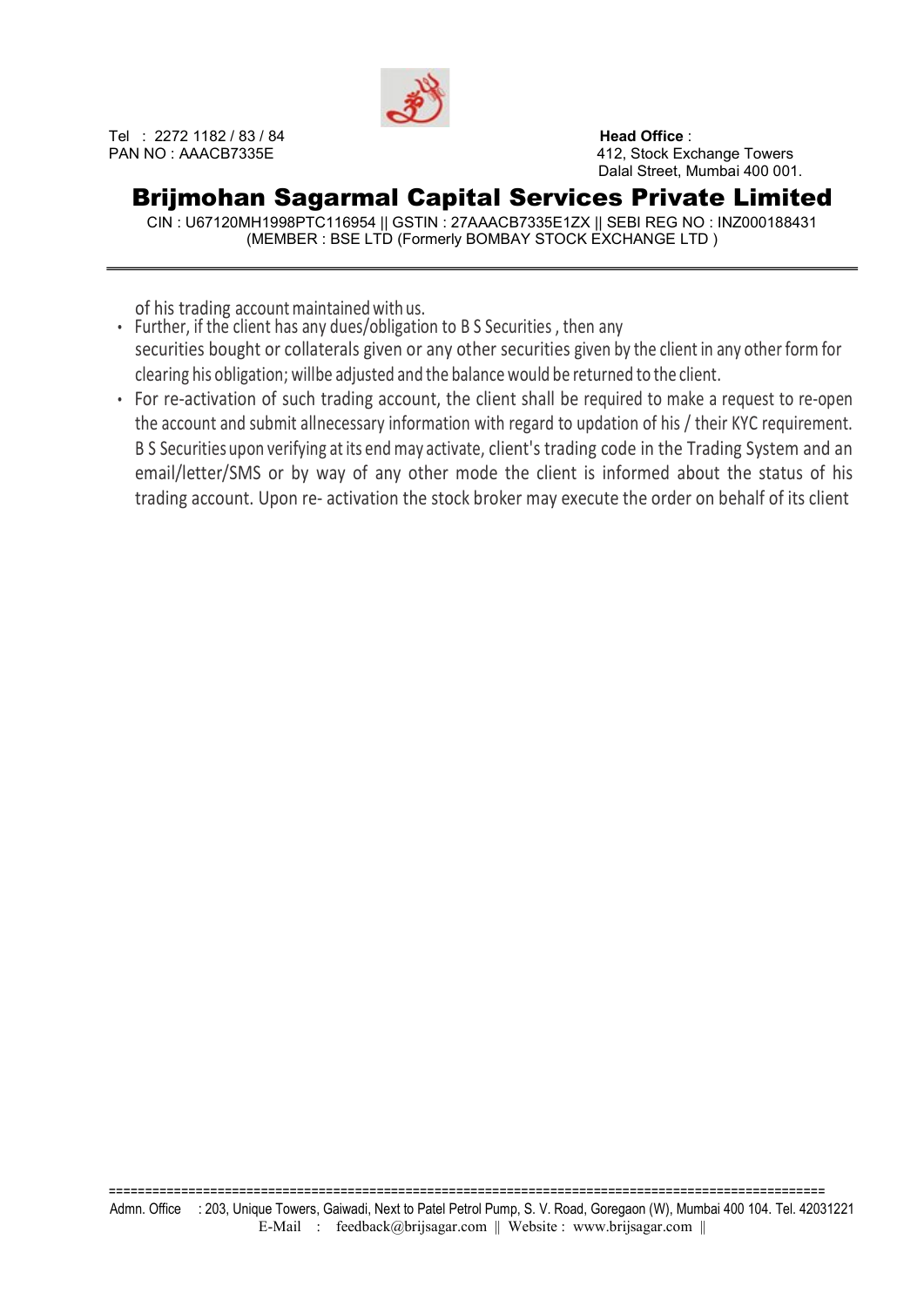of his trading account maintained with us.

- Further, if the client has any dues/obligation to B S Securities , then any securities bought or collaterals given or any other securities given by the client in any other form for clearing his obligation; willbe adjusted and the balance would be returned to the client.
- For re-activation of such trading account, the client shall be required to make a request to re-open the account and submit allnecessary information with regard to updation of his / their KYC requirement. B S Securities upon verifying at its end may activate, client's trading code in the Trading System and an email/letter/SMS or by way of any other mode the client is informed about the status of his trading account. Upon re- activation the stock broker may execute the order on behalf of its client